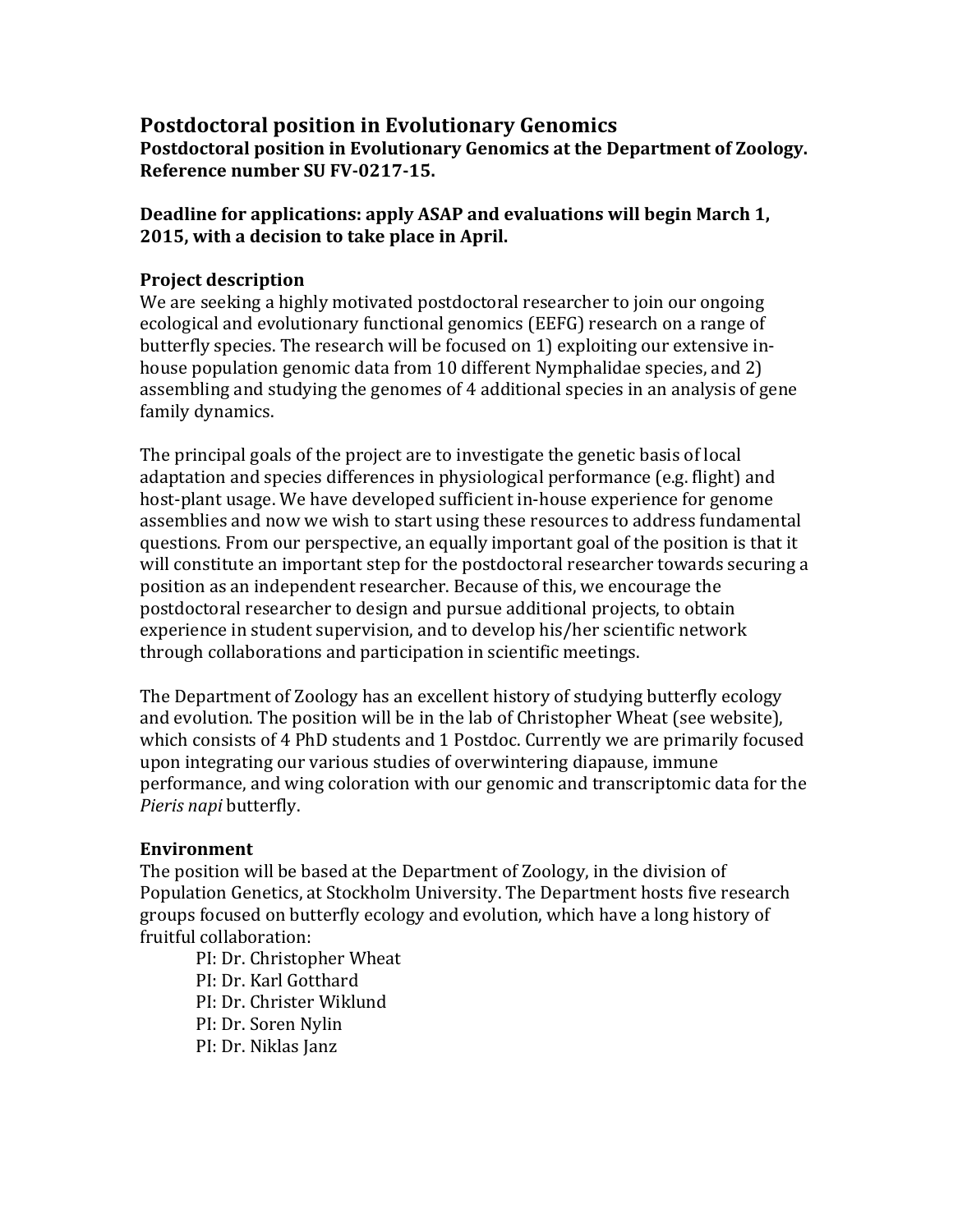# Postdoctoral position in Evolutionary Genomics

**Postdoctoral position in Evolutionary Genomics at the Department of Zoology. Reference number SU FV-0217-15.**

**Deadline for applications: apply ASAP and evaluations will begin March 1, 2015, with a decision to take place in April.**

## Project description

We are seeking a highly motivated postdoctoral researcher to join our ongoing ecological and evolutionary functional genomics (EEFG) research on a range of butterfly species. The research will be focused on 1) exploiting our extensive in-house population genomic data from 10 different Nymphalidae species, and 2) assembling and studying the genomes of 4 additional species in an analysis of gene family dynamics.

The principal goals of the project are to investigate the genetic basis of local adaptation and species differences in physiological performance (e.g. flight) and host-plant usage. We have developed sufficient in-house experience for genome assemblies and now we wish to start using these resources to address fundamental questions. From our perspective, an equally important goal of the position is that it will constitute an important step for the postdoctoral researcher towards securing a position as an independent researcher. Because of this, we encourage the postdoctoral researcher to design and pursue additional projects, to obtain experience in student supervision, and to develop his/her scientific network through collaborations and participation in scientific meetings.

The Department of Zoology has an excellent history of studying butterfly ecology and evolution. The position will be in the lab of Christopher Wheat (see website), which consists of 4 PhD students and 1 Postdoc. Currently we are primarily focused upon integrating our various studies of overwintering diapause, immune performance, and wing coloration with our genomic and transcriptomic data for the *Pieris napi* butterfly.

## Environment

The position will be based at the Department of Zoology, in the division of Population Genetics, at Stockholm University. The Department hosts five research groups focused on butterfly ecology and evolution, which have a long history of fruitful collaboration:

- PI: Dr. Christopher Wheat
- PI: Dr. Karl Gotthard
- PI: Dr. Christer Wiklund
- PI: Dr. Soren Nylin
- PI: Dr. Niklas Janz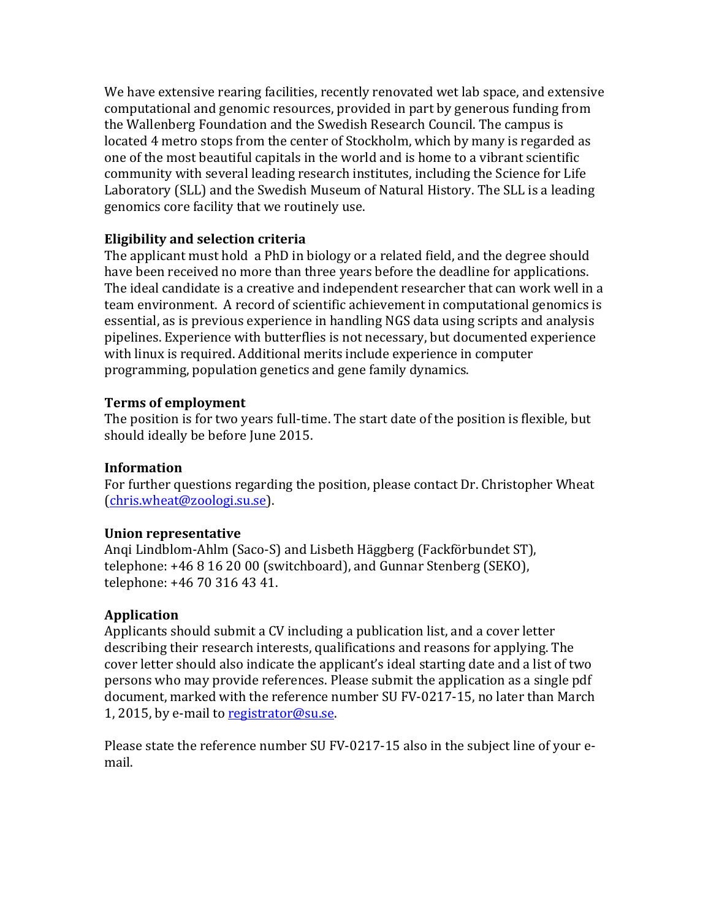We have extensive rearing facilities, recently renovated wet lab space, and extensive computational and genomic resources, provided in part by generous funding from the Wallenberg Foundation and the Swedish Research Council. The campus is located 4 metro stops from the center of Stockholm, which by many is regarded as one of the most beautiful capitals in the world and is home to a vibrant scientific community with several leading research institutes, including the Science for Life Laboratory (SLL) and the Swedish Museum of Natural History. The SLL is a leading genomics core facility that we routinely use.

**Eligibility and selection criteria**

The applicant must hold a PhD in biology or a related field, and the degree should have been received no more than three years before the deadline for applications. The ideal candidate is a creative and independent researcher that can work well in a team environment. A record of scientific achievement in computational genomics is essential, as is previous experience in handling NGS data using scripts and analysis pipelines. Experience with butterflies is not necessary, but documented experience with linux is required. Additional merits include experience in computer programming, population genetics and gene family dynamics.

**Terms of employment**

The position is for two years full-time. The start date of the position is flexible, but should ideally be before June 2015.

**Information**

For further questions regarding the position, please contact Dr. Christopher Wheat (chris.wheat@zoologi.su.se).

**Union representative**

Anqi Lindblom-Ahlm (Saco-S) and Lisbeth Häggberg (Fackförbundet ST), telephone: +46 8 16 20 00 (switchboard), and Gunnar Stenberg (SEKO), telephone: +46 70 316 43 41.

**Application**

Applicants should submit a CV including a publication list, and a cover letter describing their research interests, qualifications and reasons for applying. The cover letter should also indicate the applicant's ideal starting date and a list of two persons who may provide references. Please submit the application as a single pdf document, marked with the reference number SU FV-0217-15, no later than March 1, 2015, by e-mail to registrator@su.se.

Please state the reference number SU FV-0217-15 also in the subject line of your e-mail.